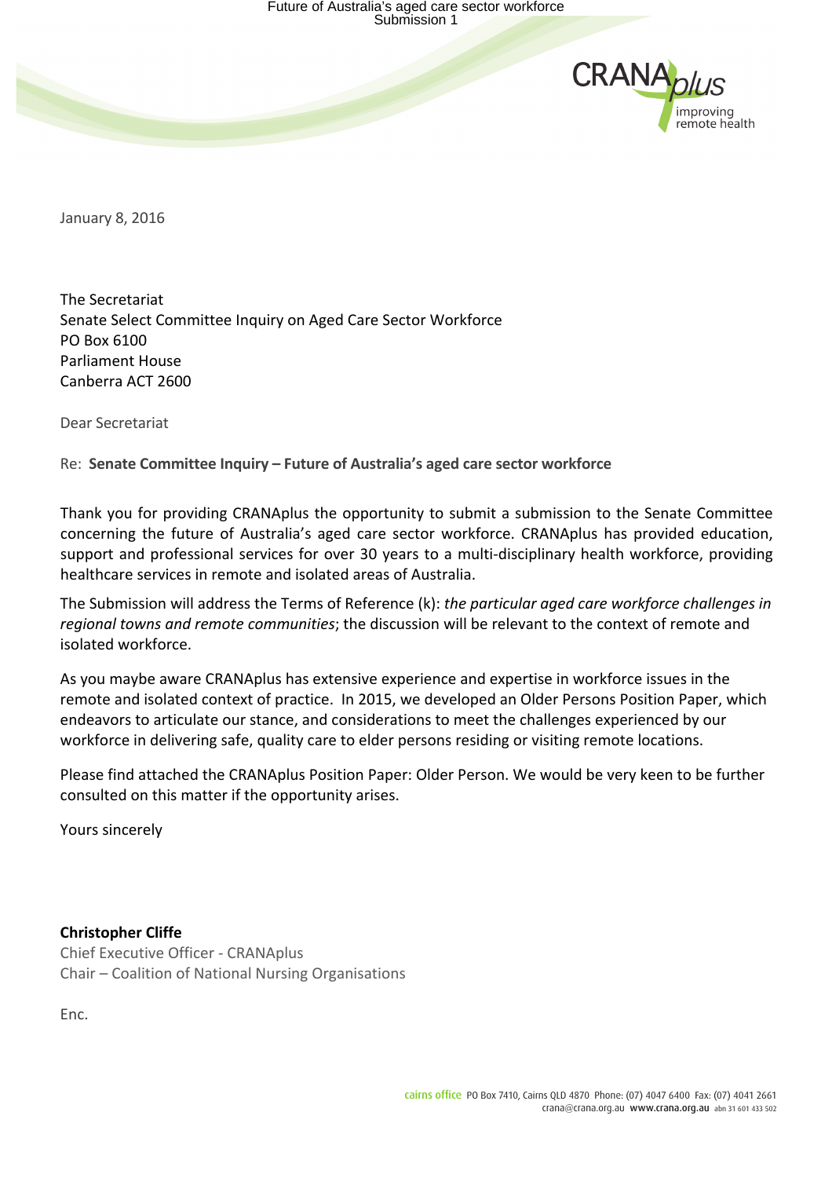January 8, 2016

The Secretariat
Senate Select Committee Inquiry on Aged Care Sector Workforce
PO Box 6100
Parliament House
Canberra ACT 2600

Dear Secretariat

Re: **Senate Committee Inquiry – Future of Australia's aged care sector workforce**

Thank you for providing CRANAplus the opportunity to submit a submission to the Senate Committee concerning the future of Australia's aged care sector workforce. CRANAplus has provided education, support and professional services for over 30 years to a multi-disciplinary health workforce, providing healthcare services in remote and isolated areas of Australia.

The Submission will address the Terms of Reference (k): *the particular aged care workforce challenges in regional towns and remote communities*; the discussion will be relevant to the context of remote and isolated workforce.

As you maybe aware CRANAplus has extensive experience and expertise in workforce issues in the remote and isolated context of practice. In 2015, we developed an Older Persons Position Paper, which endeavors to articulate our stance, and considerations to meet the challenges experienced by our workforce in delivering safe, quality care to elder persons residing or visiting remote locations.

Please find attached the CRANAplus Position Paper: Older Person. We would be very keen to be further consulted on this matter if the opportunity arises.

Yours sincerely

**Christopher Cliffe**
Chief Executive Officer - CRANAplus
Chair – Coalition of National Nursing Organisations

Enc.

cairns office PO Box 7410, Cairns QLD 4870 Phone: (07) 4047 6400 Fax: (07) 4041 2661
crana@crana.org.au www.crana.org.au abn 31 601 433 502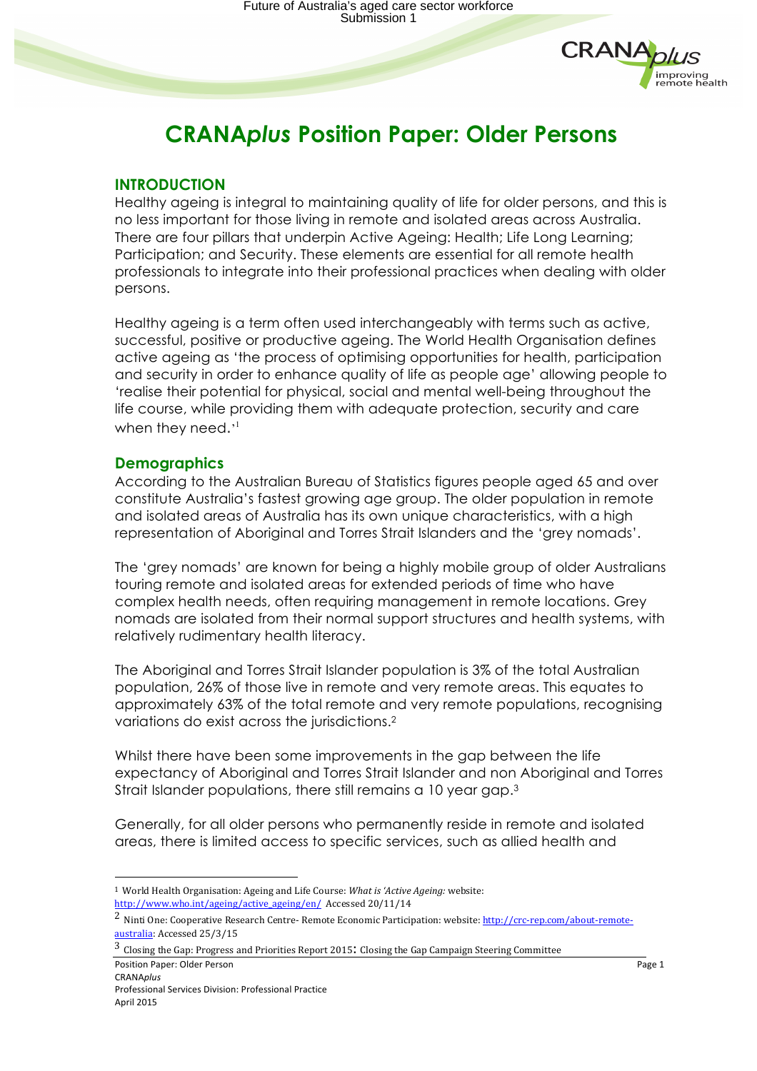# CRANA*plus* Position Paper: Older Persons

## INTRODUCTION

Healthy ageing is integral to maintaining quality of life for older persons, and this is no less important for those living in remote and isolated areas across Australia. There are four pillars that underpin Active Ageing: Health; Life Long Learning; Participation; and Security. These elements are essential for all remote health professionals to integrate into their professional practices when dealing with older persons.

Healthy ageing is a term often used interchangeably with terms such as active, successful, positive or productive ageing. The World Health Organisation defines active ageing as 'the process of optimising opportunities for health, participation and security in order to enhance quality of life as people age' allowing people to 'realise their potential for physical, social and mental well-being throughout the life course, while providing them with adequate protection, security and care when they need.'[1]

### Demographics

According to the Australian Bureau of Statistics figures people aged 65 and over constitute Australia's fastest growing age group. The older population in remote and isolated areas of Australia has its own unique characteristics, with a high representation of Aboriginal and Torres Strait Islanders and the 'grey nomads'.

The 'grey nomads' are known for being a highly mobile group of older Australians touring remote and isolated areas for extended periods of time who have complex health needs, often requiring management in remote locations. Grey nomads are isolated from their normal support structures and health systems, with relatively rudimentary health literacy.

The Aboriginal and Torres Strait Islander population is 3% of the total Australian population, 26% of those live in remote and very remote areas. This equates to approximately 63% of the total remote and very remote populations, recognising variations do exist across the jurisdictions.[2]

Whilst there have been some improvements in the gap between the life expectancy of Aboriginal and Torres Strait Islander and non Aboriginal and Torres Strait Islander populations, there still remains a 10 year gap.[3]

Generally, for all older persons who permanently reside in remote and isolated areas, there is limited access to specific services, such as allied health and

---

[1] World Health Organisation: Ageing and Life Course: *What is 'Active Ageing:* website: http://www.who.int/ageing/active_ageing/en/ Accessed 20/11/14

[2] Ninti One: Cooperative Research Centre- Remote Economic Participation: website: http://crc-rep.com/about-remote-australia: Accessed 25/3/15

[3] Closing the Gap: Progress and Priorities Report 2015: Closing the Gap Campaign Steering Committee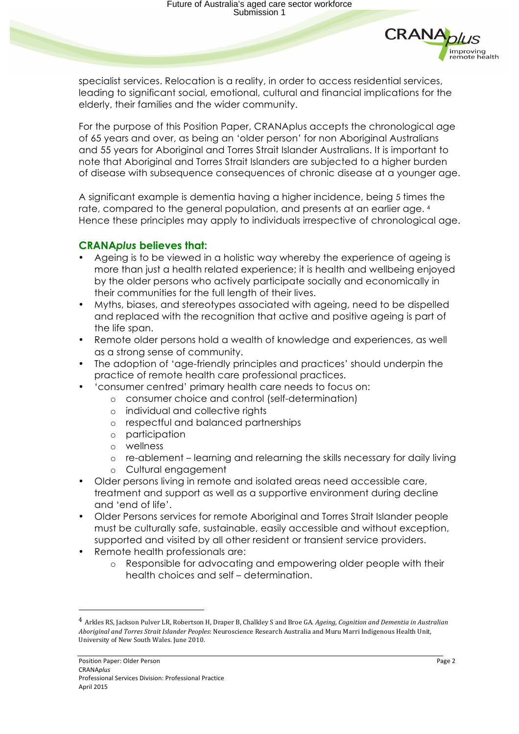specialist services. Relocation is a reality, in order to access residential services, leading to significant social, emotional, cultural and financial implications for the elderly, their families and the wider community.

For the purpose of this Position Paper, CRANAplus accepts the chronological age of 65 years and over, as being an 'older person' for non Aboriginal Australians and 55 years for Aboriginal and Torres Strait Islander Australians. It is important to note that Aboriginal and Torres Strait Islanders are subjected to a higher burden of disease with subsequence consequences of chronic disease at a younger age.

A significant example is dementia having a higher incidence, being 5 times the rate, compared to the general population, and presents at an earlier age. [4] Hence these principles may apply to individuals irrespective of chronological age.

## CRANA*plus* believes that:

- Ageing is to be viewed in a holistic way whereby the experience of ageing is more than just a health related experience; it is health and wellbeing enjoyed by the older persons who actively participate socially and economically in their communities for the full length of their lives.
- Myths, biases, and stereotypes associated with ageing, need to be dispelled and replaced with the recognition that active and positive ageing is part of the life span.
- Remote older persons hold a wealth of knowledge and experiences, as well as a strong sense of community.
- The adoption of 'age-friendly principles and practices' should underpin the practice of remote health care professional practices.
- 'consumer centred' primary health care needs to focus on:
  - consumer choice and control (self-determination)
  - individual and collective rights
  - respectful and balanced partnerships
  - participation
  - wellness
  - re-ablement – learning and relearning the skills necessary for daily living
  - Cultural engagement
- Older persons living in remote and isolated areas need accessible care, treatment and support as well as a supportive environment during decline and 'end of life'.
- Older Persons services for remote Aboriginal and Torres Strait Islander people must be culturally safe, sustainable, easily accessible and without exception, supported and visited by all other resident or transient service providers.
- Remote health professionals are:
  - Responsible for advocating and empowering older people with their health choices and self – determination.

[4] Arkles RS, Jackson Pulver LR, Robertson H, Draper B, Chalkley S and Broe GA. *Ageing, Cognition and Dementia in Australian Aboriginal and Torres Strait Islander Peoples*: Neuroscience Research Australia and Muru Marri Indigenous Health Unit, University of New South Wales. June 2010.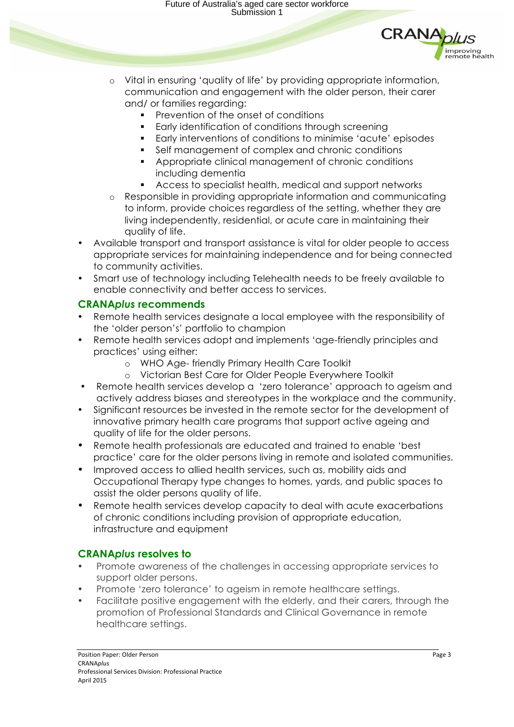- Vital in ensuring 'quality of life' by providing appropriate information, communication and engagement with the older person, their carer and/ or families regarding:
  - Prevention of the onset of conditions
  - Early identification of conditions through screening
  - Early interventions of conditions to minimise 'acute' episodes
  - Self management of complex and chronic conditions
  - Appropriate clinical management of chronic conditions including dementia
  - Access to specialist health, medical and support networks
- Responsible in providing appropriate information and communicating to inform, provide choices regardless of the setting, whether they are living independently, residential, or acute care in maintaining their quality of life.

- Available transport and transport assistance is vital for older people to access appropriate services for maintaining independence and for being connected to community activities.
- Smart use of technology including Telehealth needs to be freely available to enable connectivity and better access to services.

### CRANA*plus* recommends

- Remote health services designate a local employee with the responsibility of the 'older person's' portfolio to champion
- Remote health services adopt and implements 'age-friendly principles and practices' using either:
  - WHO Age- friendly Primary Health Care Toolkit
  - Victorian Best Care for Older People Everywhere Toolkit
- Remote health services develop a 'zero tolerance' approach to ageism and actively address biases and stereotypes in the workplace and the community.
- Significant resources be invested in the remote sector for the development of innovative primary health care programs that support active ageing and quality of life for the older persons.
- Remote health professionals are educated and trained to enable 'best practice' care for the older persons living in remote and isolated communities.
- Improved access to allied health services, such as, mobility aids and Occupational Therapy type changes to homes, yards, and public spaces to assist the older persons quality of life.
- Remote health services develop capacity to deal with acute exacerbations of chronic conditions including provision of appropriate education, infrastructure and equipment

### CRANA*plus* resolves to

- Promote awareness of the challenges in accessing appropriate services to support older persons.
- Promote 'zero tolerance' to ageism in remote healthcare settings.
- Facilitate positive engagement with the elderly, and their carers, through the promotion of Professional Standards and Clinical Governance in remote healthcare settings.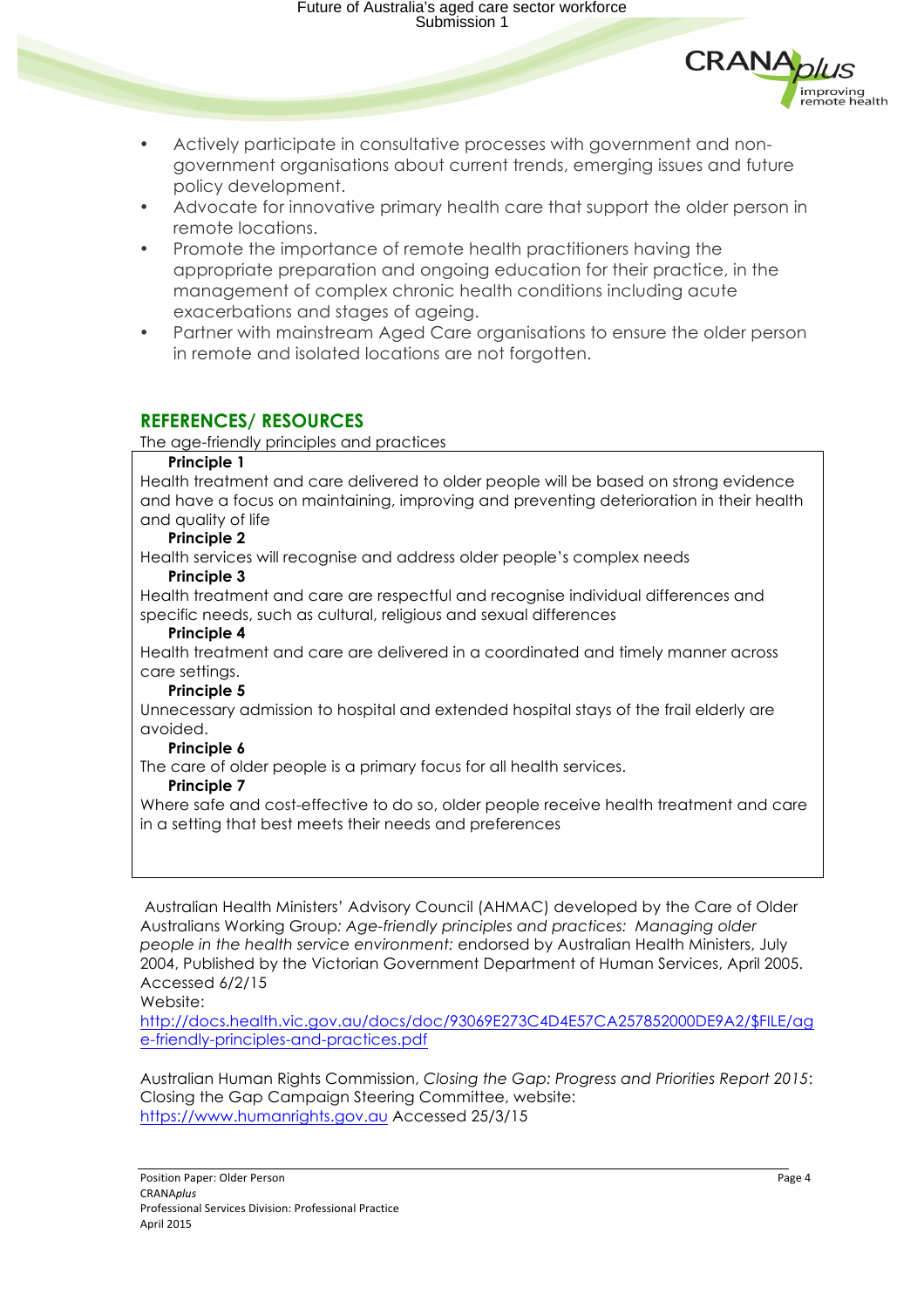- Actively participate in consultative processes with government and non-government organisations about current trends, emerging issues and future policy development.
- Advocate for innovative primary health care that support the older person in remote locations.
- Promote the importance of remote health practitioners having the appropriate preparation and ongoing education for their practice, in the management of complex chronic health conditions including acute exacerbations and stages of ageing.
- Partner with mainstream Aged Care organisations to ensure the older person in remote and isolated locations are not forgotten.

## REFERENCES/ RESOURCES

The age-friendly principles and practices

**Principle 1**
Health treatment and care delivered to older people will be based on strong evidence and have a focus on maintaining, improving and preventing deterioration in their health and quality of life

**Principle 2**
Health services will recognise and address older people's complex needs

**Principle 3**
Health treatment and care are respectful and recognise individual differences and specific needs, such as cultural, religious and sexual differences

**Principle 4**
Health treatment and care are delivered in a coordinated and timely manner across care settings.

**Principle 5**
Unnecessary admission to hospital and extended hospital stays of the frail elderly are avoided.

**Principle 6**
The care of older people is a primary focus for all health services.

**Principle 7**
Where safe and cost-effective to do so, older people receive health treatment and care in a setting that best meets their needs and preferences

Australian Health Ministers' Advisory Council (AHMAC) developed by the Care of Older Australians Working Group: *Age-friendly principles and practices: Managing older people in the health service environment:* endorsed by Australian Health Ministers, July 2004, Published by the Victorian Government Department of Human Services, April 2005. Accessed 6/2/15
Website:
http://docs.health.vic.gov.au/docs/doc/93069E273C4D4E57CA257852000DE9A2/$FILE/age-friendly-principles-and-practices.pdf

Australian Human Rights Commission, *Closing the Gap: Progress and Priorities Report 2015*: Closing the Gap Campaign Steering Committee, website: https://www.humanrights.gov.au Accessed 25/3/15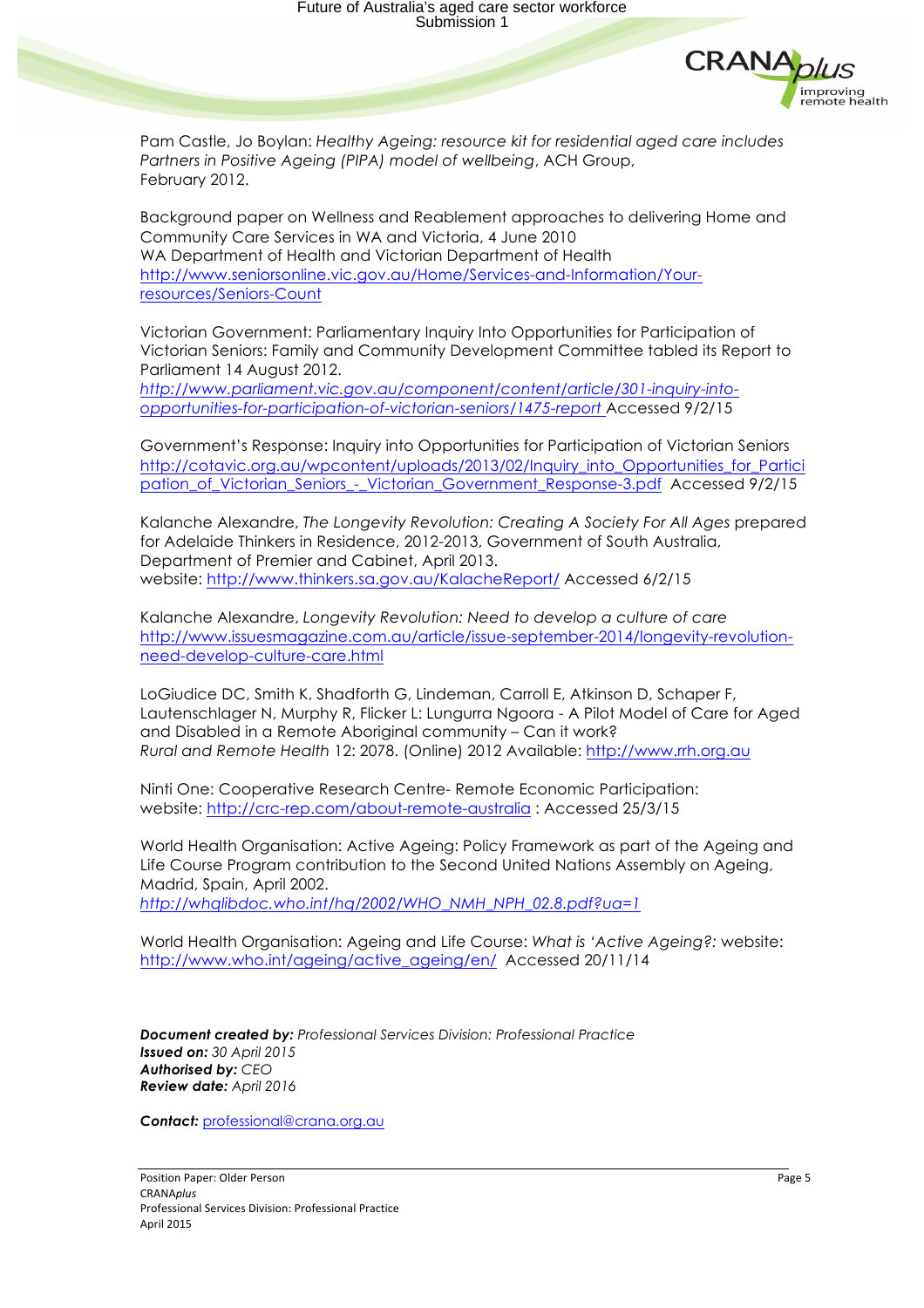Pam Castle, Jo Boylan: *Healthy Ageing: resource kit for residential aged care includes Partners in Positive Ageing (PIPA) model of wellbeing*, ACH Group, February 2012.

Background paper on Wellness and Reablement approaches to delivering Home and Community Care Services in WA and Victoria, 4 June 2010
WA Department of Health and Victorian Department of Health
http://www.seniorsonline.vic.gov.au/Home/Services-and-Information/Your-resources/Seniors-Count

Victorian Government: Parliamentary Inquiry Into Opportunities for Participation of Victorian Seniors: Family and Community Development Committee tabled its Report to Parliament 14 August 2012.
*http://www.parliament.vic.gov.au/component/content/article/301-inquiry-into-opportunities-for-participation-of-victorian-seniors/1475-report* Accessed 9/2/15

Government's Response: Inquiry into Opportunities for Participation of Victorian Seniors
http://cotavic.org.au/wpcontent/uploads/2013/02/Inquiry_into_Opportunities_for_Participation_of_Victorian_Seniors_-_Victorian_Government_Response-3.pdf Accessed 9/2/15

Kalanche Alexandre, *The Longevity Revolution: Creating A Society For All Ages* prepared for Adelaide Thinkers in Residence, 2012-2013, Government of South Australia, Department of Premier and Cabinet, April 2013.
website: http://www.thinkers.sa.gov.au/KalacheReport/ Accessed 6/2/15

Kalanche Alexandre, *Longevity Revolution: Need to develop a culture of care*
http://www.issuesmagazine.com.au/article/issue-september-2014/longevity-revolution-need-develop-culture-care.html

LoGiudice DC, Smith K, Shadforth G, Lindeman, Carroll E, Atkinson D, Schaper F, Lautenschlager N, Murphy R, Flicker L: Lungurra Ngoora - A Pilot Model of Care for Aged and Disabled in a Remote Aboriginal community – Can it work?
*Rural and Remote Health* 12: 2078. (Online) 2012 Available: http://www.rrh.org.au

Ninti One: Cooperative Research Centre- Remote Economic Participation:
website: http://crc-rep.com/about-remote-australia : Accessed 25/3/15

World Health Organisation: Active Ageing: Policy Framework as part of the Ageing and Life Course Program contribution to the Second United Nations Assembly on Ageing, Madrid, Spain, April 2002.
*http://whqlibdoc.who.int/hq/2002/WHO_NMH_NPH_02.8.pdf?ua=1*

World Health Organisation: Ageing and Life Course: *What is 'Active Ageing?:* website:
http://www.who.int/ageing/active_ageing/en/ Accessed 20/11/14

***Document created by:*** *Professional Services Division: Professional Practice*
***Issued on:*** *30 April 2015*
***Authorised by:*** *CEO*
***Review date:*** *April 2016*

***Contact:*** professional@crana.org.au